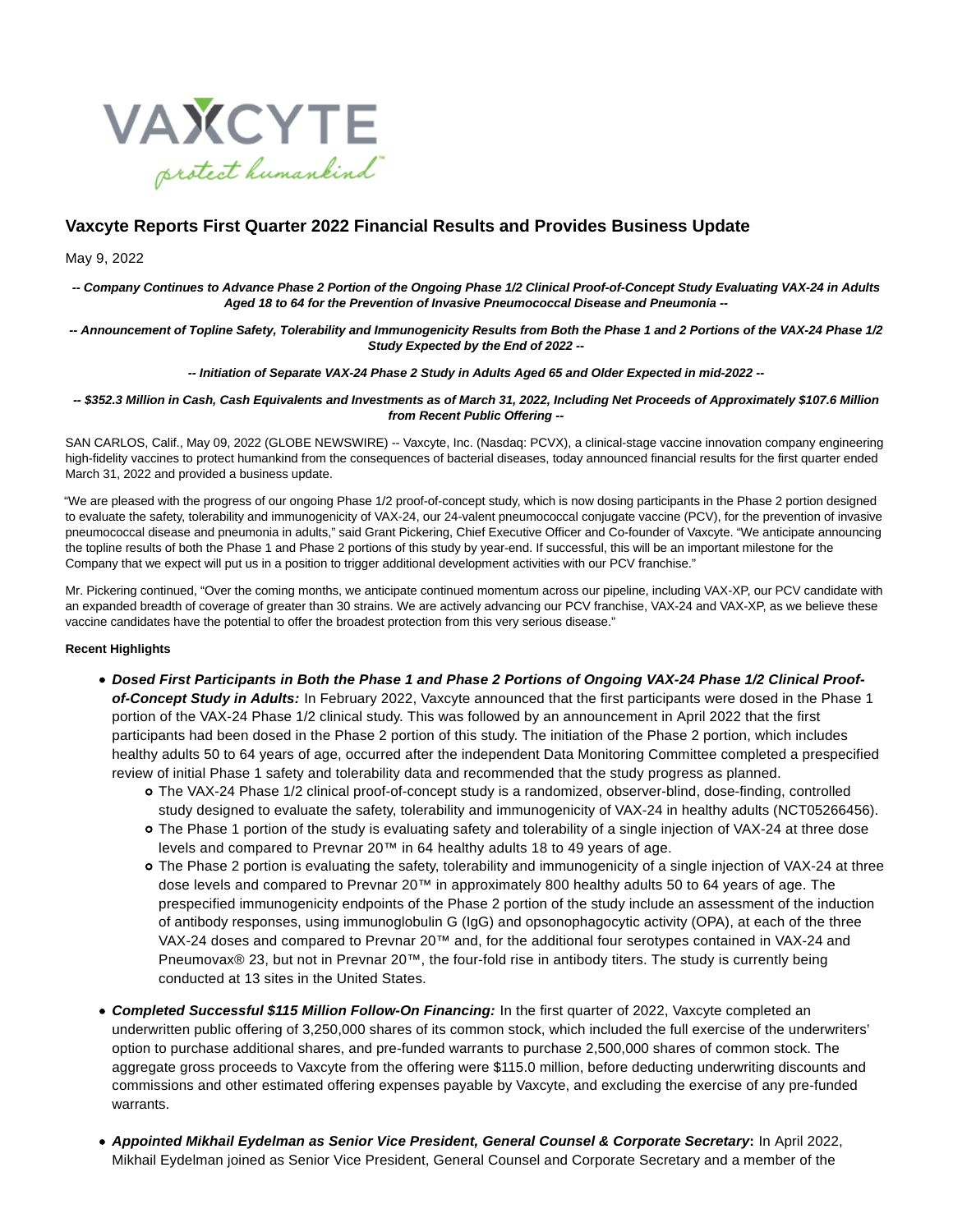# Vaxcyte Reports First Quarter 2022 Financial Results and Provides Business Update

May 9, 2022

***-- Company Continues to Advance Phase 2 Portion of the Ongoing Phase 1/2 Clinical Proof-of-Concept Study Evaluating VAX-24 in Adults Aged 18 to 64 for the Prevention of Invasive Pneumococcal Disease and Pneumonia --***

***-- Announcement of Topline Safety, Tolerability and Immunogenicity Results from Both the Phase 1 and 2 Portions of the VAX-24 Phase 1/2 Study Expected by the End of 2022 --***

***-- Initiation of Separate VAX-24 Phase 2 Study in Adults Aged 65 and Older Expected in mid-2022 --***

***-- $352.3 Million in Cash, Cash Equivalents and Investments as of March 31, 2022, Including Net Proceeds of Approximately $107.6 Million from Recent Public Offering --***

SAN CARLOS, Calif., May 09, 2022 (GLOBE NEWSWIRE) -- Vaxcyte, Inc. (Nasdaq: PCVX), a clinical-stage vaccine innovation company engineering high-fidelity vaccines to protect humankind from the consequences of bacterial diseases, today announced financial results for the first quarter ended March 31, 2022 and provided a business update.

"We are pleased with the progress of our ongoing Phase 1/2 proof-of-concept study, which is now dosing participants in the Phase 2 portion designed to evaluate the safety, tolerability and immunogenicity of VAX-24, our 24-valent pneumococcal conjugate vaccine (PCV), for the prevention of invasive pneumococcal disease and pneumonia in adults," said Grant Pickering, Chief Executive Officer and Co-founder of Vaxcyte. "We anticipate announcing the topline results of both the Phase 1 and Phase 2 portions of this study by year-end. If successful, this will be an important milestone for the Company that we expect will put us in a position to trigger additional development activities with our PCV franchise."

Mr. Pickering continued, "Over the coming months, we anticipate continued momentum across our pipeline, including VAX-XP, our PCV candidate with an expanded breadth of coverage of greater than 30 strains. We are actively advancing our PCV franchise, VAX-24 and VAX-XP, as we believe these vaccine candidates have the potential to offer the broadest protection from this very serious disease."

**Recent Highlights**

- ***Dosed First Participants in Both the Phase 1 and Phase 2 Portions of Ongoing VAX-24 Phase 1/2 Clinical Proof-of-Concept Study in Adults:*** In February 2022, Vaxcyte announced that the first participants were dosed in the Phase 1 portion of the VAX-24 Phase 1/2 clinical study. This was followed by an announcement in April 2022 that the first participants had been dosed in the Phase 2 portion of this study. The initiation of the Phase 2 portion, which includes healthy adults 50 to 64 years of age, occurred after the independent Data Monitoring Committee completed a prespecified review of initial Phase 1 safety and tolerability data and recommended that the study progress as planned.
  - The VAX-24 Phase 1/2 clinical proof-of-concept study is a randomized, observer-blind, dose-finding, controlled study designed to evaluate the safety, tolerability and immunogenicity of VAX-24 in healthy adults (NCT05266456).
  - The Phase 1 portion of the study is evaluating safety and tolerability of a single injection of VAX-24 at three dose levels and compared to Prevnar 20™ in 64 healthy adults 18 to 49 years of age.
  - The Phase 2 portion is evaluating the safety, tolerability and immunogenicity of a single injection of VAX-24 at three dose levels and compared to Prevnar 20™ in approximately 800 healthy adults 50 to 64 years of age. The prespecified immunogenicity endpoints of the Phase 2 portion of the study include an assessment of the induction of antibody responses, using immunoglobulin G (IgG) and opsonophagocytic activity (OPA), at each of the three VAX-24 doses and compared to Prevnar 20™ and, for the additional four serotypes contained in VAX-24 and Pneumovax® 23, but not in Prevnar 20™, the four-fold rise in antibody titers. The study is currently being conducted at 13 sites in the United States.

- ***Completed Successful $115 Million Follow-On Financing:*** In the first quarter of 2022, Vaxcyte completed an underwritten public offering of 3,250,000 shares of its common stock, which included the full exercise of the underwriters' option to purchase additional shares, and pre-funded warrants to purchase 2,500,000 shares of common stock. The aggregate gross proceeds to Vaxcyte from the offering were $115.0 million, before deducting underwriting discounts and commissions and other estimated offering expenses payable by Vaxcyte, and excluding the exercise of any pre-funded warrants.

- ***Appointed Mikhail Eydelman as Senior Vice President, General Counsel & Corporate Secretary*:** In April 2022, Mikhail Eydelman joined as Senior Vice President, General Counsel and Corporate Secretary and a member of the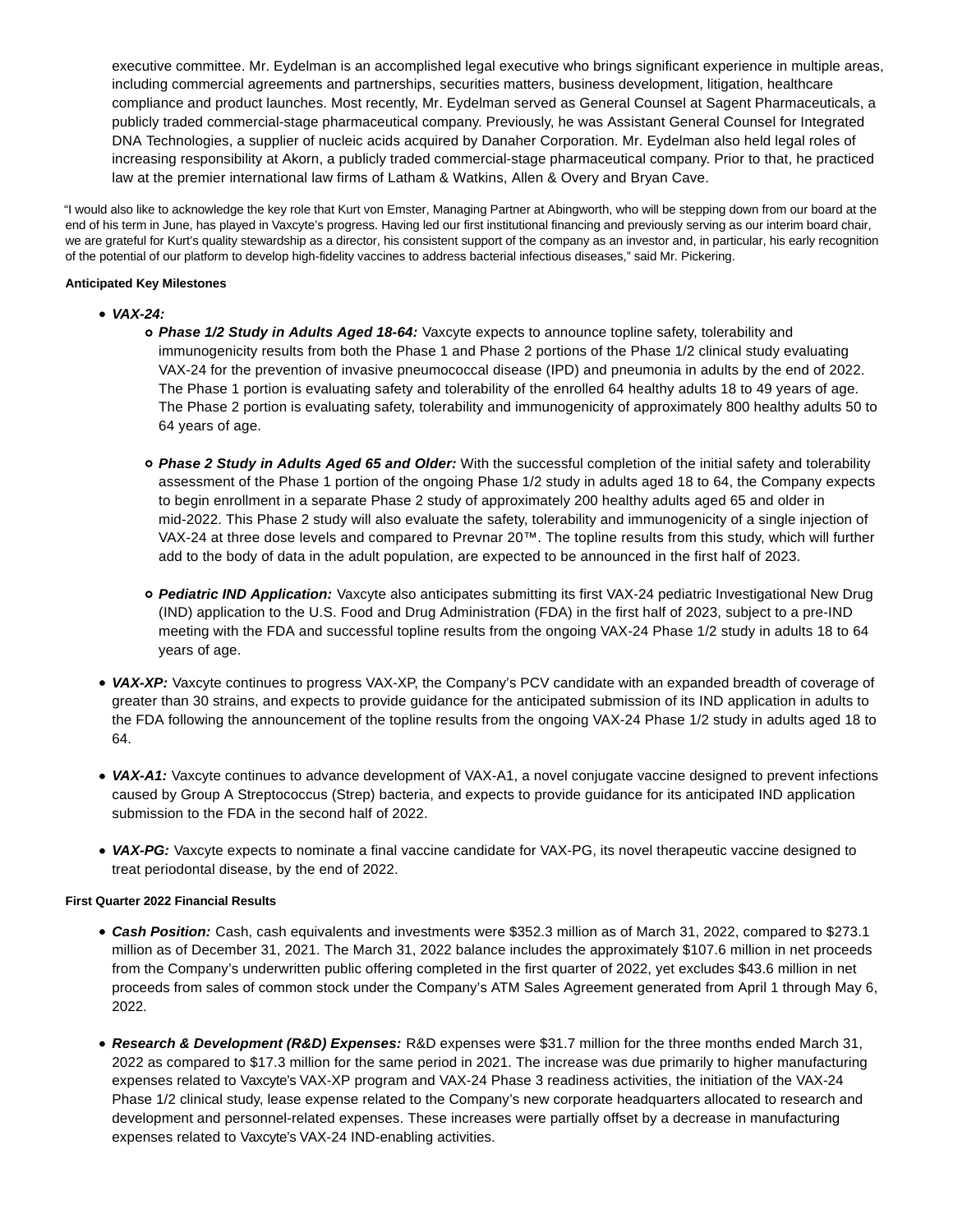executive committee. Mr. Eydelman is an accomplished legal executive who brings significant experience in multiple areas, including commercial agreements and partnerships, securities matters, business development, litigation, healthcare compliance and product launches. Most recently, Mr. Eydelman served as General Counsel at Sagent Pharmaceuticals, a publicly traded commercial-stage pharmaceutical company. Previously, he was Assistant General Counsel for Integrated DNA Technologies, a supplier of nucleic acids acquired by Danaher Corporation. Mr. Eydelman also held legal roles of increasing responsibility at Akorn, a publicly traded commercial-stage pharmaceutical company. Prior to that, he practiced law at the premier international law firms of Latham & Watkins, Allen & Overy and Bryan Cave.

"I would also like to acknowledge the key role that Kurt von Emster, Managing Partner at Abingworth, who will be stepping down from our board at the end of his term in June, has played in Vaxcyte's progress. Having led our first institutional financing and previously serving as our interim board chair, we are grateful for Kurt's quality stewardship as a director, his consistent support of the company as an investor and, in particular, his early recognition of the potential of our platform to develop high-fidelity vaccines to address bacterial infectious diseases," said Mr. Pickering.

**Anticipated Key Milestones**

- ***VAX-24:***
  - ***Phase 1/2 Study in Adults Aged 18-64:*** Vaxcyte expects to announce topline safety, tolerability and immunogenicity results from both the Phase 1 and Phase 2 portions of the Phase 1/2 clinical study evaluating VAX-24 for the prevention of invasive pneumococcal disease (IPD) and pneumonia in adults by the end of 2022. The Phase 1 portion is evaluating safety and tolerability of the enrolled 64 healthy adults 18 to 49 years of age. The Phase 2 portion is evaluating safety, tolerability and immunogenicity of approximately 800 healthy adults 50 to 64 years of age.

  - ***Phase 2 Study in Adults Aged 65 and Older:*** With the successful completion of the initial safety and tolerability assessment of the Phase 1 portion of the ongoing Phase 1/2 study in adults aged 18 to 64, the Company expects to begin enrollment in a separate Phase 2 study of approximately 200 healthy adults aged 65 and older in mid-2022. This Phase 2 study will also evaluate the safety, tolerability and immunogenicity of a single injection of VAX-24 at three dose levels and compared to Prevnar 20™. The topline results from this study, which will further add to the body of data in the adult population, are expected to be announced in the first half of 2023.

  - ***Pediatric IND Application:*** Vaxcyte also anticipates submitting its first VAX-24 pediatric Investigational New Drug (IND) application to the U.S. Food and Drug Administration (FDA) in the first half of 2023, subject to a pre-IND meeting with the FDA and successful topline results from the ongoing VAX-24 Phase 1/2 study in adults 18 to 64 years of age.

- ***VAX-XP:*** Vaxcyte continues to progress VAX-XP, the Company's PCV candidate with an expanded breadth of coverage of greater than 30 strains, and expects to provide guidance for the anticipated submission of its IND application in adults to the FDA following the announcement of the topline results from the ongoing VAX-24 Phase 1/2 study in adults aged 18 to 64.

- ***VAX-A1:*** Vaxcyte continues to advance development of VAX-A1, a novel conjugate vaccine designed to prevent infections caused by Group A Streptococcus (Strep) bacteria, and expects to provide guidance for its anticipated IND application submission to the FDA in the second half of 2022.

- ***VAX-PG:*** Vaxcyte expects to nominate a final vaccine candidate for VAX-PG, its novel therapeutic vaccine designed to treat periodontal disease, by the end of 2022.

**First Quarter 2022 Financial Results**

- ***Cash Position:*** Cash, cash equivalents and investments were $352.3 million as of March 31, 2022, compared to $273.1 million as of December 31, 2021. The March 31, 2022 balance includes the approximately $107.6 million in net proceeds from the Company's underwritten public offering completed in the first quarter of 2022, yet excludes $43.6 million in net proceeds from sales of common stock under the Company's ATM Sales Agreement generated from April 1 through May 6, 2022.

- ***Research & Development (R&D) Expenses:*** R&D expenses were $31.7 million for the three months ended March 31, 2022 as compared to $17.3 million for the same period in 2021. The increase was due primarily to higher manufacturing expenses related to Vaxcyte's VAX-XP program and VAX-24 Phase 3 readiness activities, the initiation of the VAX-24 Phase 1/2 clinical study, lease expense related to the Company's new corporate headquarters allocated to research and development and personnel-related expenses. These increases were partially offset by a decrease in manufacturing expenses related to Vaxcyte's VAX-24 IND-enabling activities.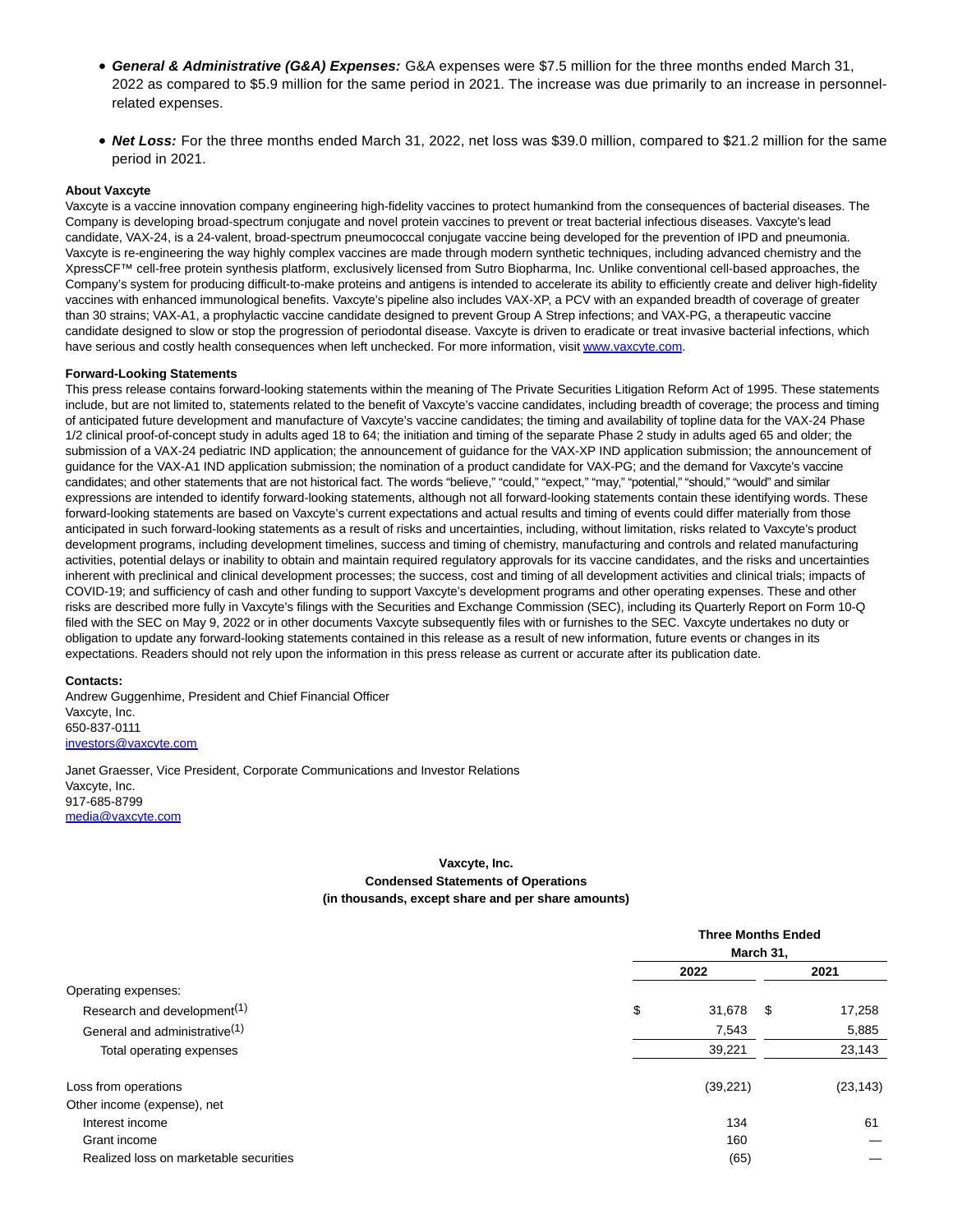- ***General & Administrative (G&A) Expenses:*** G&A expenses were $7.5 million for the three months ended March 31, 2022 as compared to $5.9 million for the same period in 2021. The increase was due primarily to an increase in personnel-related expenses.

- ***Net Loss:*** For the three months ended March 31, 2022, net loss was $39.0 million, compared to $21.2 million for the same period in 2021.

**About Vaxcyte**

Vaxcyte is a vaccine innovation company engineering high-fidelity vaccines to protect humankind from the consequences of bacterial diseases. The Company is developing broad-spectrum conjugate and novel protein vaccines to prevent or treat bacterial infectious diseases. Vaxcyte's lead candidate, VAX-24, is a 24-valent, broad-spectrum pneumococcal conjugate vaccine being developed for the prevention of IPD and pneumonia. Vaxcyte is re-engineering the way highly complex vaccines are made through modern synthetic techniques, including advanced chemistry and the XpressCF™ cell-free protein synthesis platform, exclusively licensed from Sutro Biopharma, Inc. Unlike conventional cell-based approaches, the Company's system for producing difficult-to-make proteins and antigens is intended to accelerate its ability to efficiently create and deliver high-fidelity vaccines with enhanced immunological benefits. Vaxcyte's pipeline also includes VAX-XP, a PCV with an expanded breadth of coverage of greater than 30 strains; VAX-A1, a prophylactic vaccine candidate designed to prevent Group A Strep infections; and VAX-PG, a therapeutic vaccine candidate designed to slow or stop the progression of periodontal disease. Vaxcyte is driven to eradicate or treat invasive bacterial infections, which have serious and costly health consequences when left unchecked. For more information, visit www.vaxcyte.com.

**Forward-Looking Statements**

This press release contains forward-looking statements within the meaning of The Private Securities Litigation Reform Act of 1995. These statements include, but are not limited to, statements related to the benefit of Vaxcyte's vaccine candidates, including breadth of coverage; the process and timing of anticipated future development and manufacture of Vaxcyte's vaccine candidates; the timing and availability of topline data for the VAX-24 Phase 1/2 clinical proof-of-concept study in adults aged 18 to 64; the initiation and timing of the separate Phase 2 study in adults aged 65 and older; the submission of a VAX-24 pediatric IND application; the announcement of guidance for the VAX-XP IND application submission; the announcement of guidance for the VAX-A1 IND application submission; the nomination of a product candidate for VAX-PG; and the demand for Vaxcyte's vaccine candidates; and other statements that are not historical fact. The words "believe," "could," "expect," "may," "potential," "should," "would" and similar expressions are intended to identify forward-looking statements, although not all forward-looking statements contain these identifying words. These forward-looking statements are based on Vaxcyte's current expectations and actual results and timing of events could differ materially from those anticipated in such forward-looking statements as a result of risks and uncertainties, including, without limitation, risks related to Vaxcyte's product development programs, including development timelines, success and timing of chemistry, manufacturing and controls and related manufacturing activities, potential delays or inability to obtain and maintain required regulatory approvals for its vaccine candidates, and the risks and uncertainties inherent with preclinical and clinical development processes; the success, cost and timing of all development activities and clinical trials; impacts of COVID-19; and sufficiency of cash and other funding to support Vaxcyte's development programs and other operating expenses. These and other risks are described more fully in Vaxcyte's filings with the Securities and Exchange Commission (SEC), including its Quarterly Report on Form 10-Q filed with the SEC on May 9, 2022 or in other documents Vaxcyte subsequently files with or furnishes to the SEC. Vaxcyte undertakes no duty or obligation to update any forward-looking statements contained in this release as a result of new information, future events or changes in its expectations. Readers should not rely upon the information in this press release as current or accurate after its publication date.

**Contacts:**

Andrew Guggenhime, President and Chief Financial Officer
Vaxcyte, Inc.
650-837-0111
investors@vaxcyte.com

Janet Graesser, Vice President, Corporate Communications and Investor Relations
Vaxcyte, Inc.
917-685-8799
media@vaxcyte.com

**Vaxcyte, Inc.**
**Condensed Statements of Operations**
**(in thousands, except share and per share amounts)**

| | Three Months Ended March 31, | |
|---|---|---|
| | 2022 | 2021 |
| Operating expenses: | | |
| Research and development(1) | $ 31,678 | $ 17,258 |
| General and administrative(1) | 7,543 | 5,885 |
| Total operating expenses | 39,221 | 23,143 |
| Loss from operations | (39,221) | (23,143) |
| Other income (expense), net | | |
| Interest income | 134 | 61 |
| Grant income | 160 | — |
| Realized loss on marketable securities | (65) | — |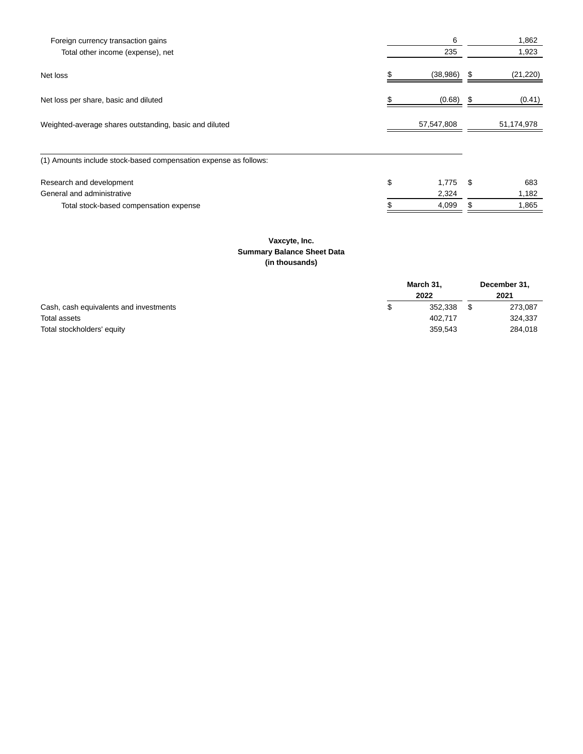| | | |
|---|---|---|
| Foreign currency transaction gains | 6 | 1,862 |
| Total other income (expense), net | 235 | 1,923 |
| Net loss | $ (38,986) | $ (21,220) |
| Net loss per share, basic and diluted | $ (0.68) | $ (0.41) |
| Weighted-average shares outstanding, basic and diluted | 57,547,808 | 51,174,978 |

(1) Amounts include stock-based compensation expense as follows:

| | | |
|---|---|---|
| Research and development | $ 1,775 | $ 683 |
| General and administrative | 2,324 | 1,182 |
| Total stock-based compensation expense | $ 4,099 | $ 1,865 |

**Vaxcyte, Inc.**
**Summary Balance Sheet Data**
**(in thousands)**

| | March 31, 2022 | December 31, 2021 |
|---|---|---|
| Cash, cash equivalents and investments | $ 352,338 | $ 273,087 |
| Total assets | 402,717 | 324,337 |
| Total stockholders' equity | 359,543 | 284,018 |